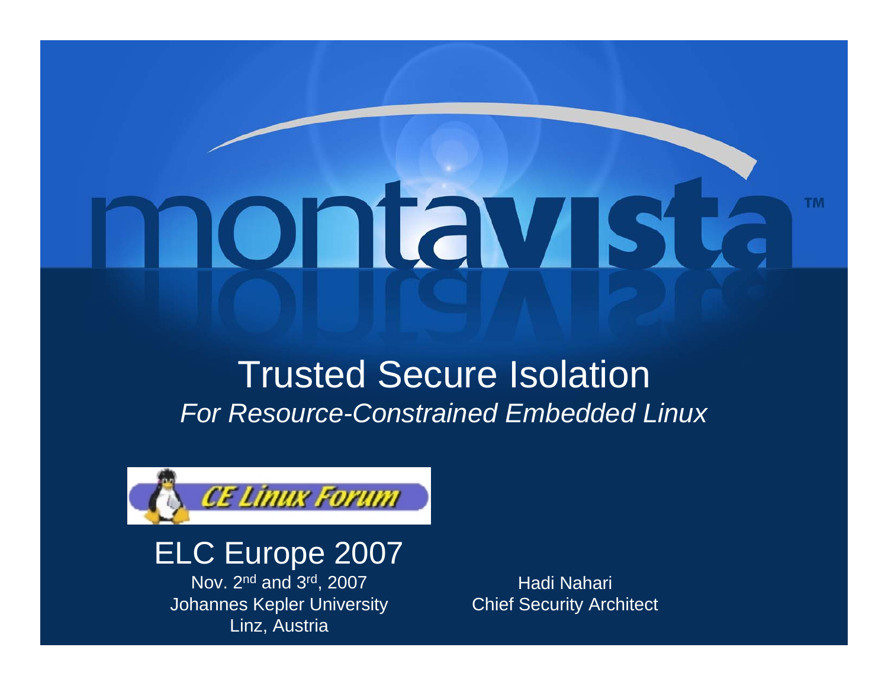# Trusted Secure Isolation

*For Resource-Constrained Embedded Linux*

CE Linux Forum

## ELC Europe 2007

Nov. 2nd and 3rd, 2007
Johannes Kepler University
Linz, Austria

Hadi Nahari
Chief Security Architect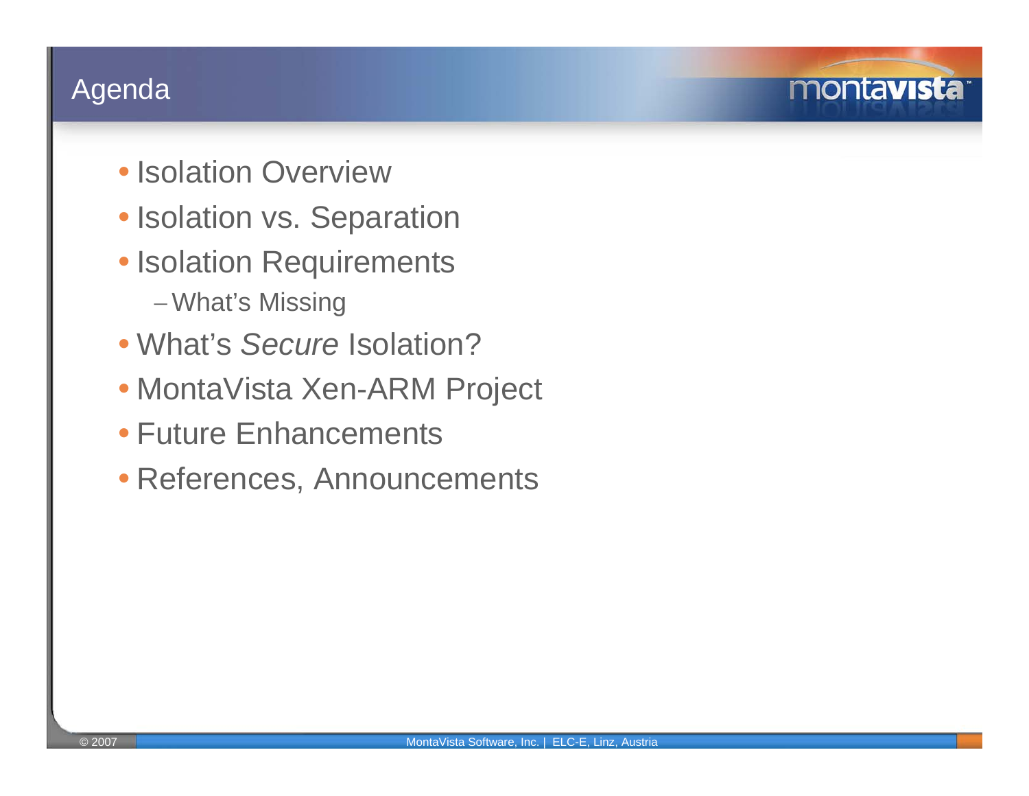# Agenda

- Isolation Overview
- Isolation vs. Separation
- Isolation Requirements
  - What's Missing
- What's *Secure* Isolation?
- MontaVista Xen-ARM Project
- Future Enhancements
- References, Announcements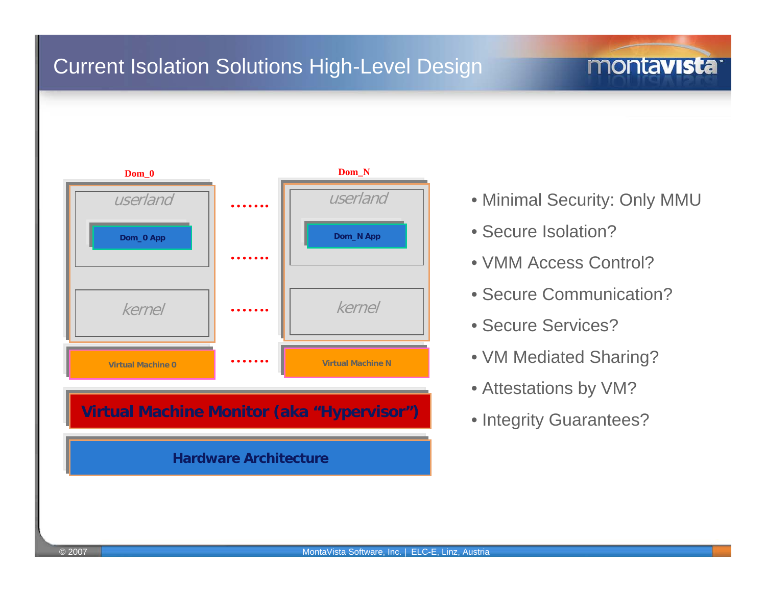# Current Isolation Solutions High-Level Design

Dom_0 | Dom_N

userland | userland

Dom_0 App | Dom_N App

kernel | kernel

Virtual Machine 0 | Virtual Machine N

Virtual Machine Monitor (aka "Hypervisor")

Hardware Architecture

- Minimal Security: Only MMU
- Secure Isolation?
- VMM Access Control?
- Secure Communication?
- Secure Services?
- VM Mediated Sharing?
- Attestations by VM?
- Integrity Guarantees?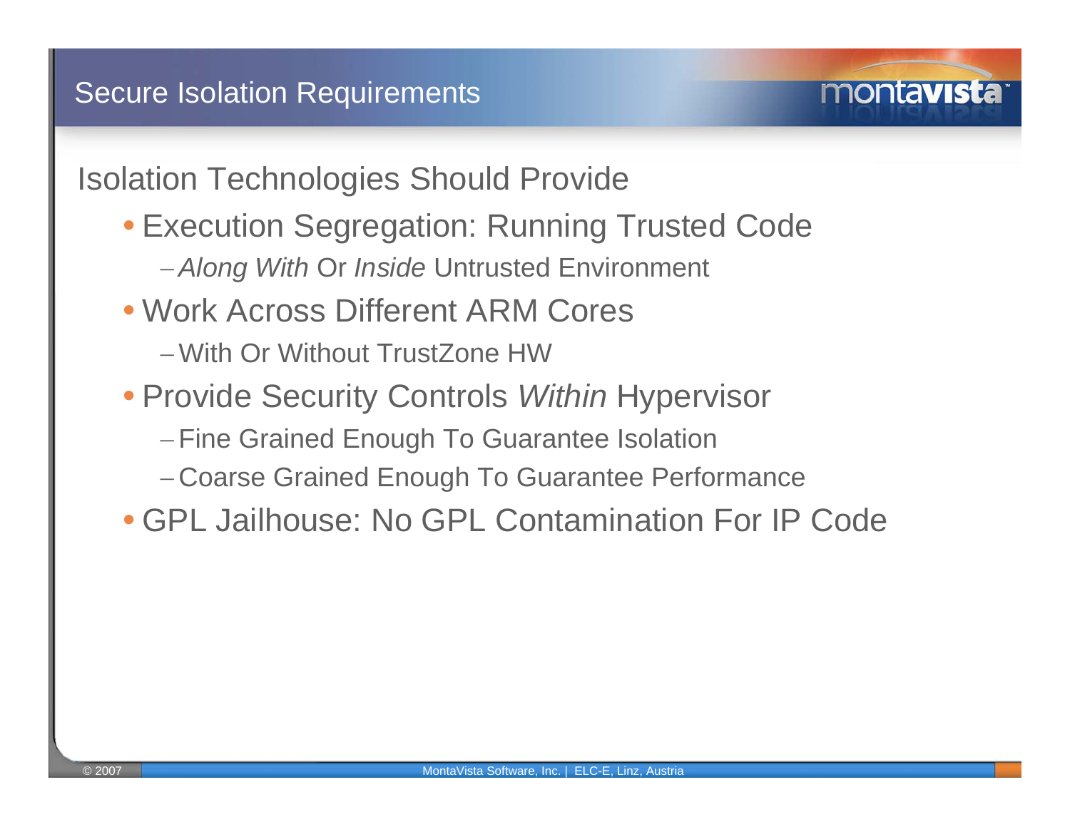# Secure Isolation Requirements

Isolation Technologies Should Provide

- Execution Segregation: Running Trusted Code
  - *Along With* Or *Inside* Untrusted Environment
- Work Across Different ARM Cores
  - With Or Without TrustZone HW
- Provide Security Controls *Within* Hypervisor
  - Fine Grained Enough To Guarantee Isolation
  - Coarse Grained Enough To Guarantee Performance
- GPL Jailhouse: No GPL Contamination For IP Code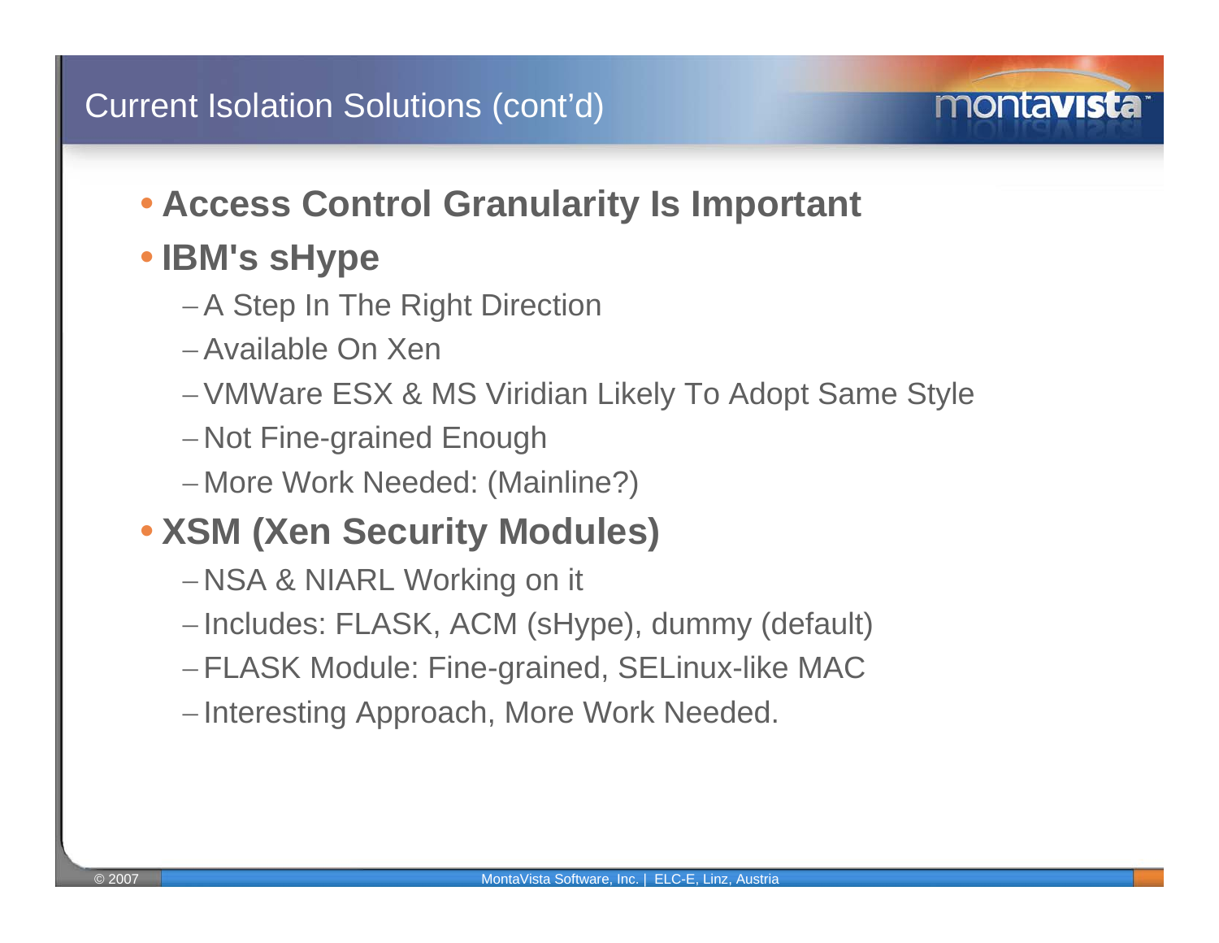# Current Isolation Solutions (cont'd)

- **Access Control Granularity Is Important**
- **IBM's sHype**
  - A Step In The Right Direction
  - Available On Xen
  - VMWare ESX & MS Viridian Likely To Adopt Same Style
  - Not Fine-grained Enough
  - More Work Needed: (Mainline?)
- **XSM (Xen Security Modules)**
  - NSA & NIARL Working on it
  - Includes: FLASK, ACM (sHype), dummy (default)
  - FLASK Module: Fine-grained, SELinux-like MAC
  - Interesting Approach, More Work Needed.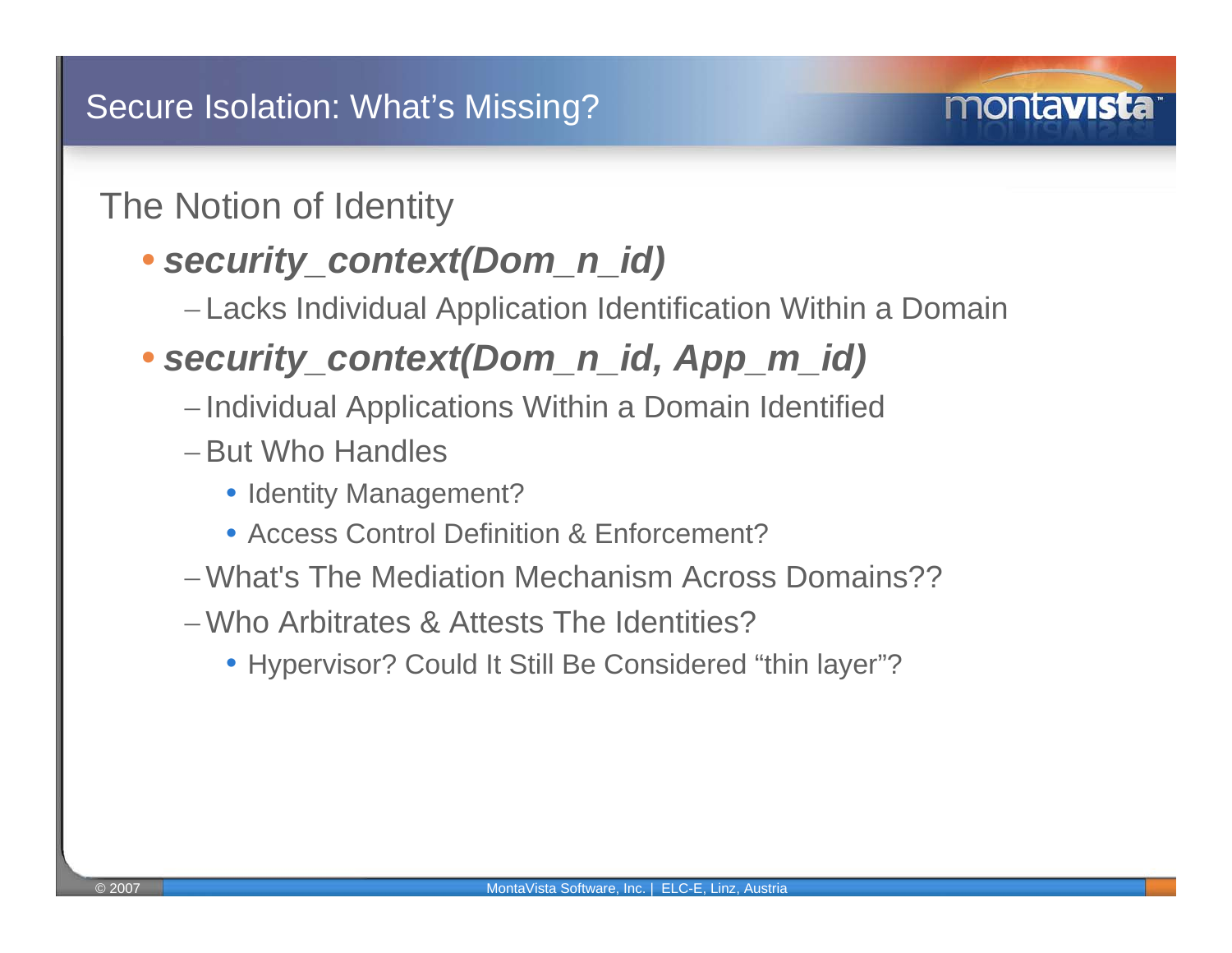# Secure Isolation: What's Missing?

## The Notion of Identity

- ***security_context(Dom_n_id)***
  - Lacks Individual Application Identification Within a Domain
- ***security_context(Dom_n_id, App_m_id)***
  - Individual Applications Within a Domain Identified
  - But Who Handles
    - Identity Management?
    - Access Control Definition & Enforcement?
  - What's The Mediation Mechanism Across Domains??
  - Who Arbitrates & Attests The Identities?
    - Hypervisor? Could It Still Be Considered "thin layer"?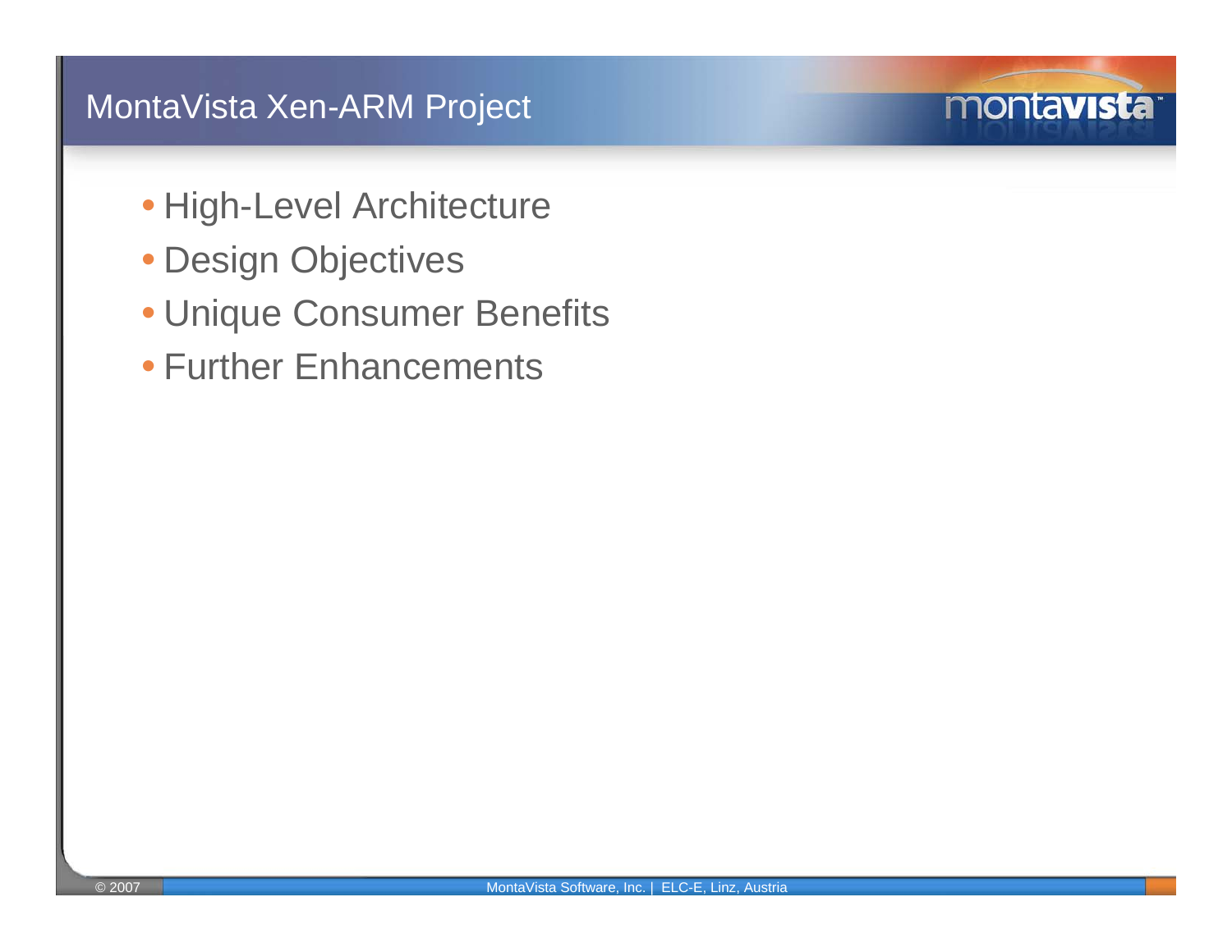# MontaVista Xen-ARM Project

- High-Level Architecture
- Design Objectives
- Unique Consumer Benefits
- Further Enhancements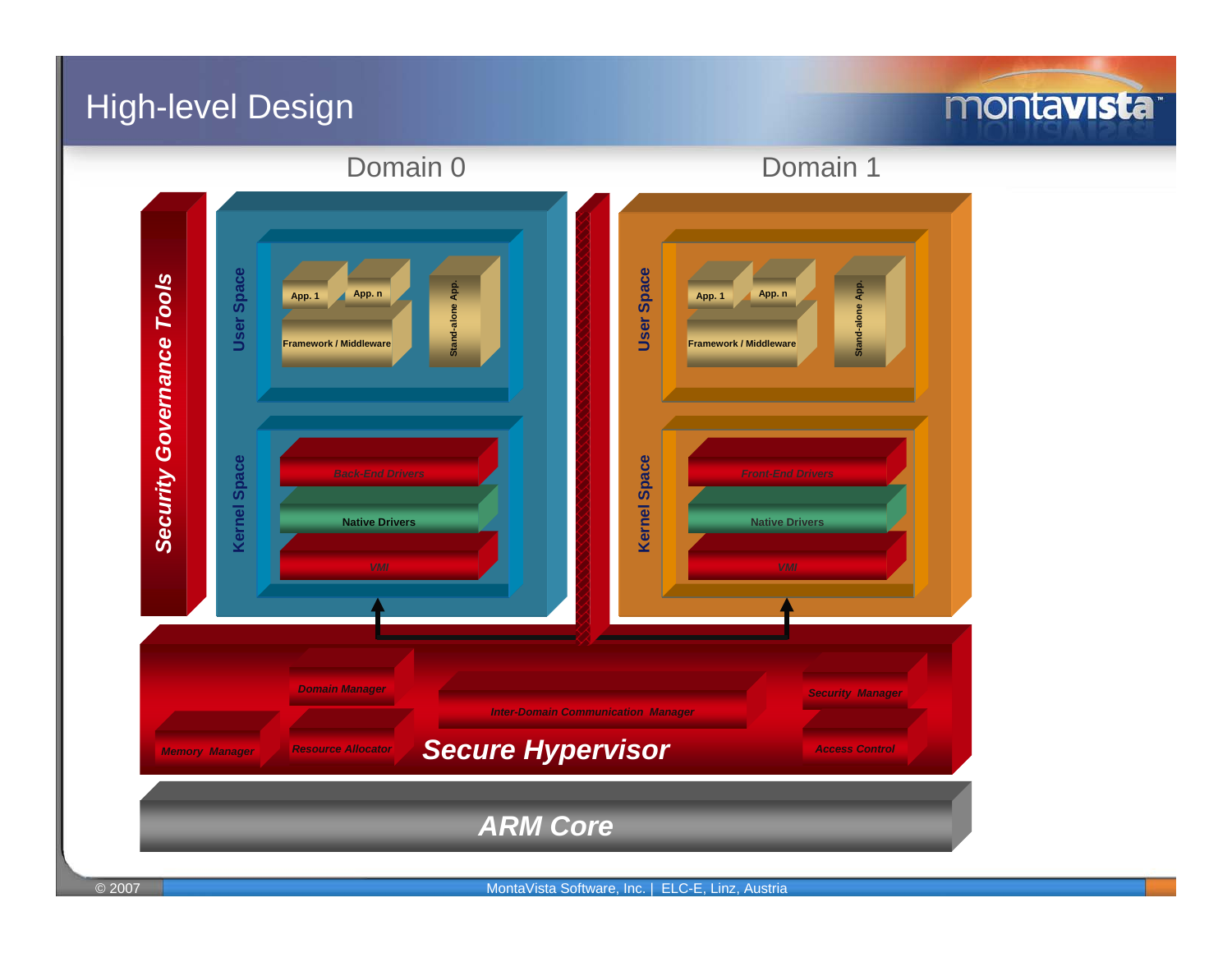# High-level Design

Domain 0

Domain 1

Security Governance Tools

User Space

App. 1

App. n

Framework / Middleware

Stand-alone App.

Kernel Space

Back-End Drivers

Native Drivers

VMI

User Space

App. 1

App. n

Framework / Middleware

Stand-alone App.

Kernel Space

Front-End Drivers

Native Drivers

VMI

Domain Manager

Inter-Domain Communication Manager

Security Manager

Memory Manager

Resource Allocator

Secure Hypervisor

Access Control

ARM Core

© 2007 MontaVista Software, Inc. | ELC-E, Linz, Austria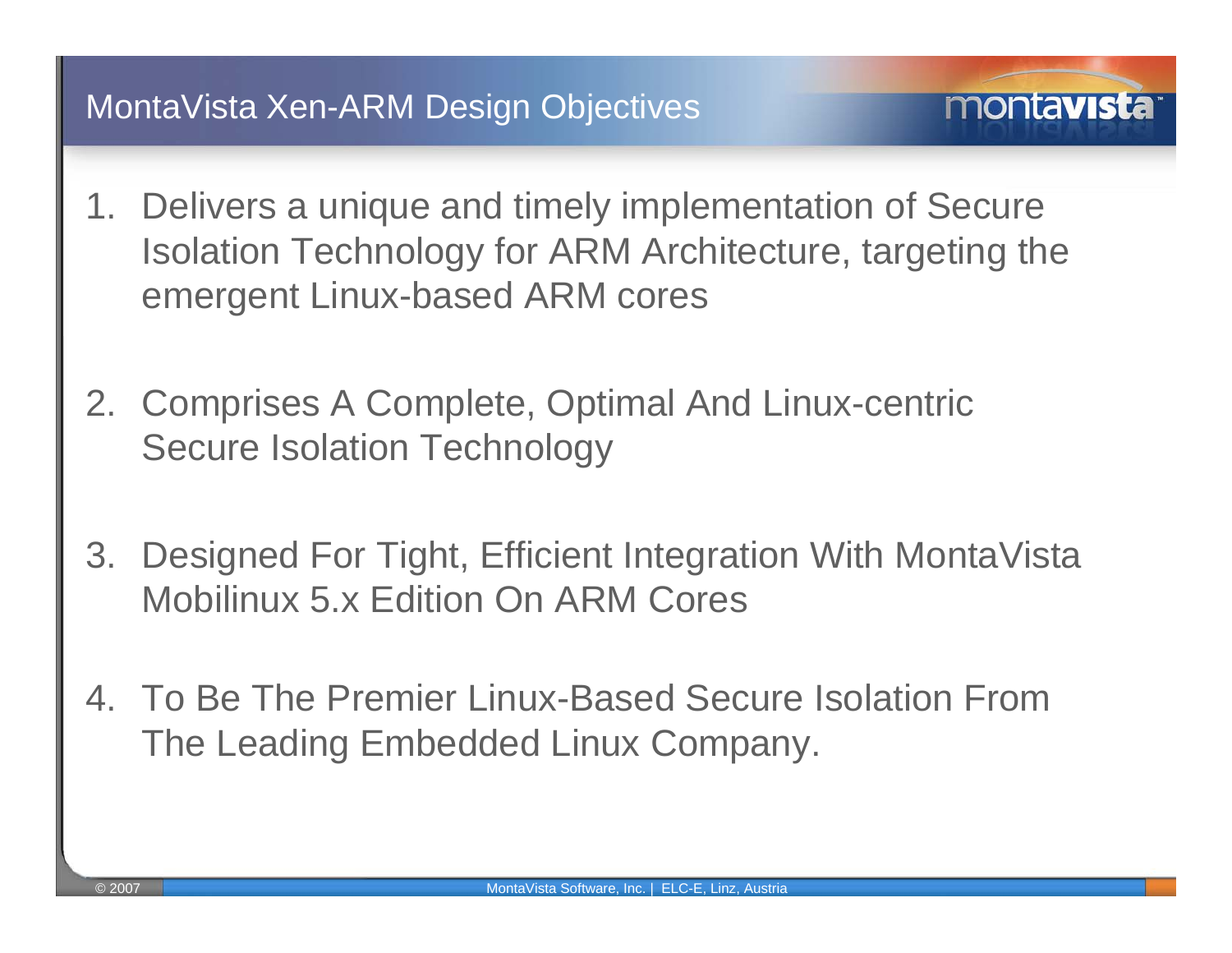# MontaVista Xen-ARM Design Objectives

1. Delivers a unique and timely implementation of Secure Isolation Technology for ARM Architecture, targeting the emergent Linux-based ARM cores

2. Comprises A Complete, Optimal And Linux-centric Secure Isolation Technology

3. Designed For Tight, Efficient Integration With MontaVista Mobilinux 5.x Edition On ARM Cores

4. To Be The Premier Linux-Based Secure Isolation From The Leading Embedded Linux Company.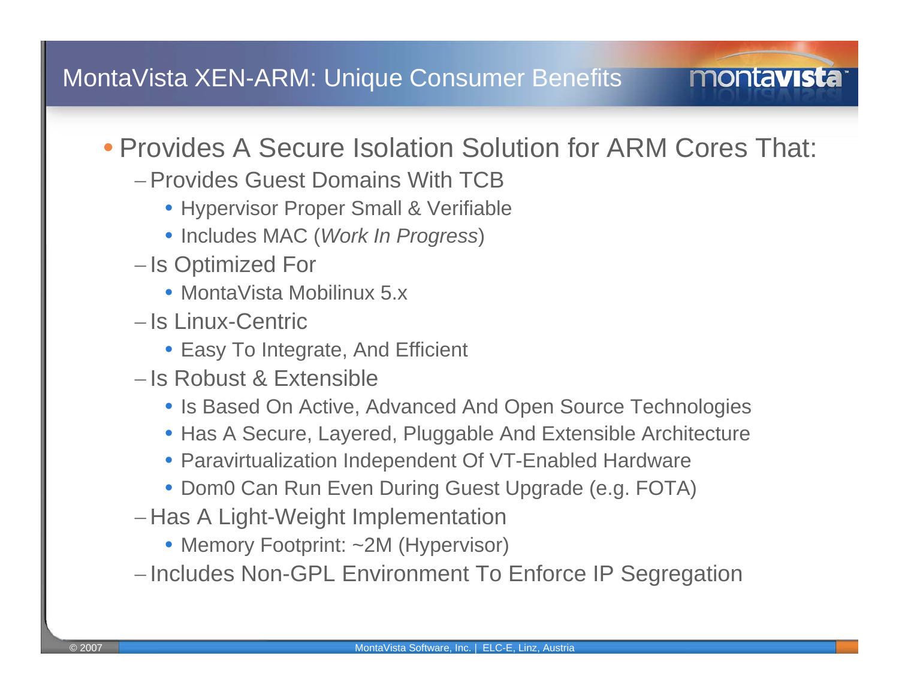# MontaVista XEN-ARM: Unique Consumer Benefits

- Provides A Secure Isolation Solution for ARM Cores That:
  - Provides Guest Domains With TCB
    - Hypervisor Proper Small & Verifiable
    - Includes MAC (*Work In Progress*)
  - Is Optimized For
    - MontaVista Mobilinux 5.x
  - Is Linux-Centric
    - Easy To Integrate, And Efficient
  - Is Robust & Extensible
    - Is Based On Active, Advanced And Open Source Technologies
    - Has A Secure, Layered, Pluggable And Extensible Architecture
    - Paravirtualization Independent Of VT-Enabled Hardware
    - Dom0 Can Run Even During Guest Upgrade (e.g. FOTA)
  - Has A Light-Weight Implementation
    - Memory Footprint: ~2M (Hypervisor)
  - Includes Non-GPL Environment To Enforce IP Segregation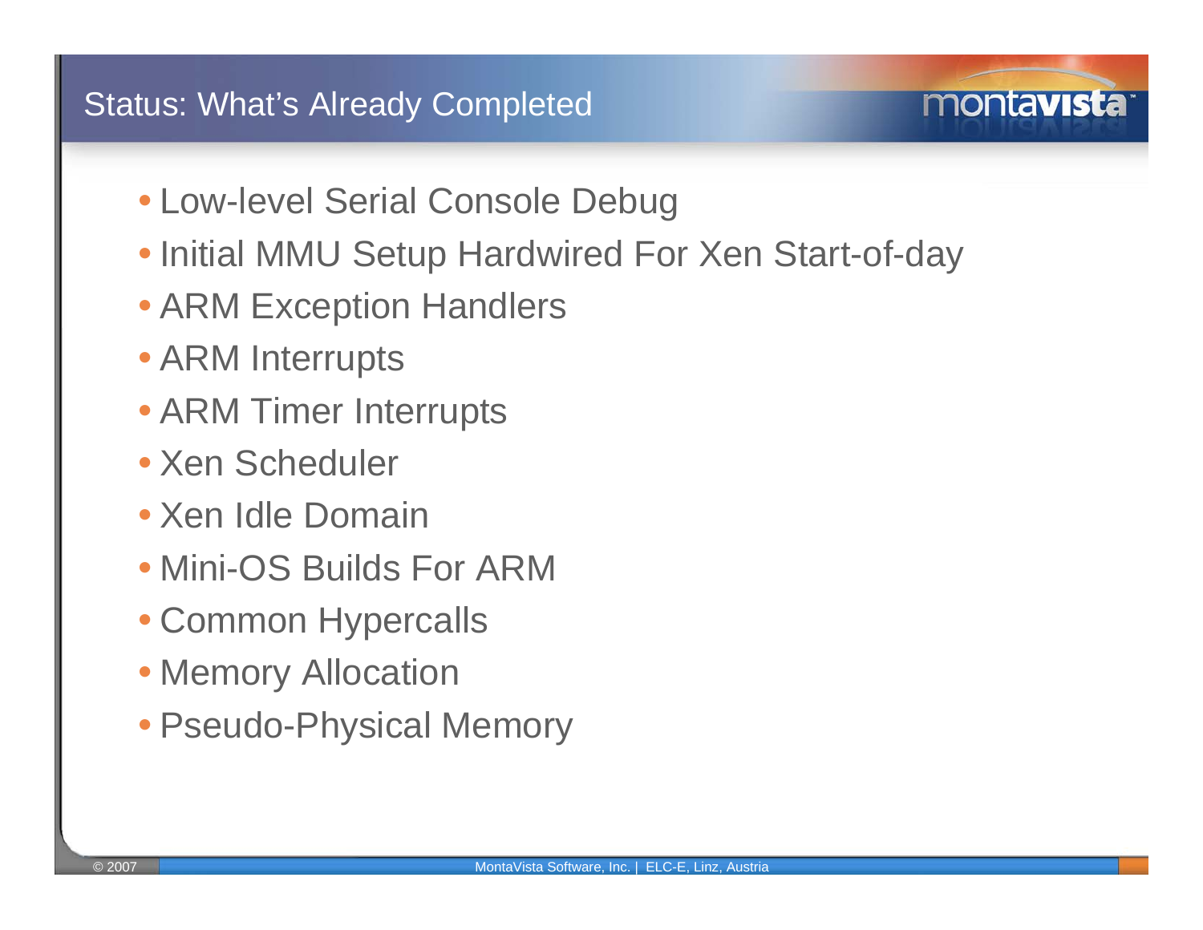# Status: What's Already Completed

- Low-level Serial Console Debug
- Initial MMU Setup Hardwired For Xen Start-of-day
- ARM Exception Handlers
- ARM Interrupts
- ARM Timer Interrupts
- Xen Scheduler
- Xen Idle Domain
- Mini-OS Builds For ARM
- Common Hypercalls
- Memory Allocation
- Pseudo-Physical Memory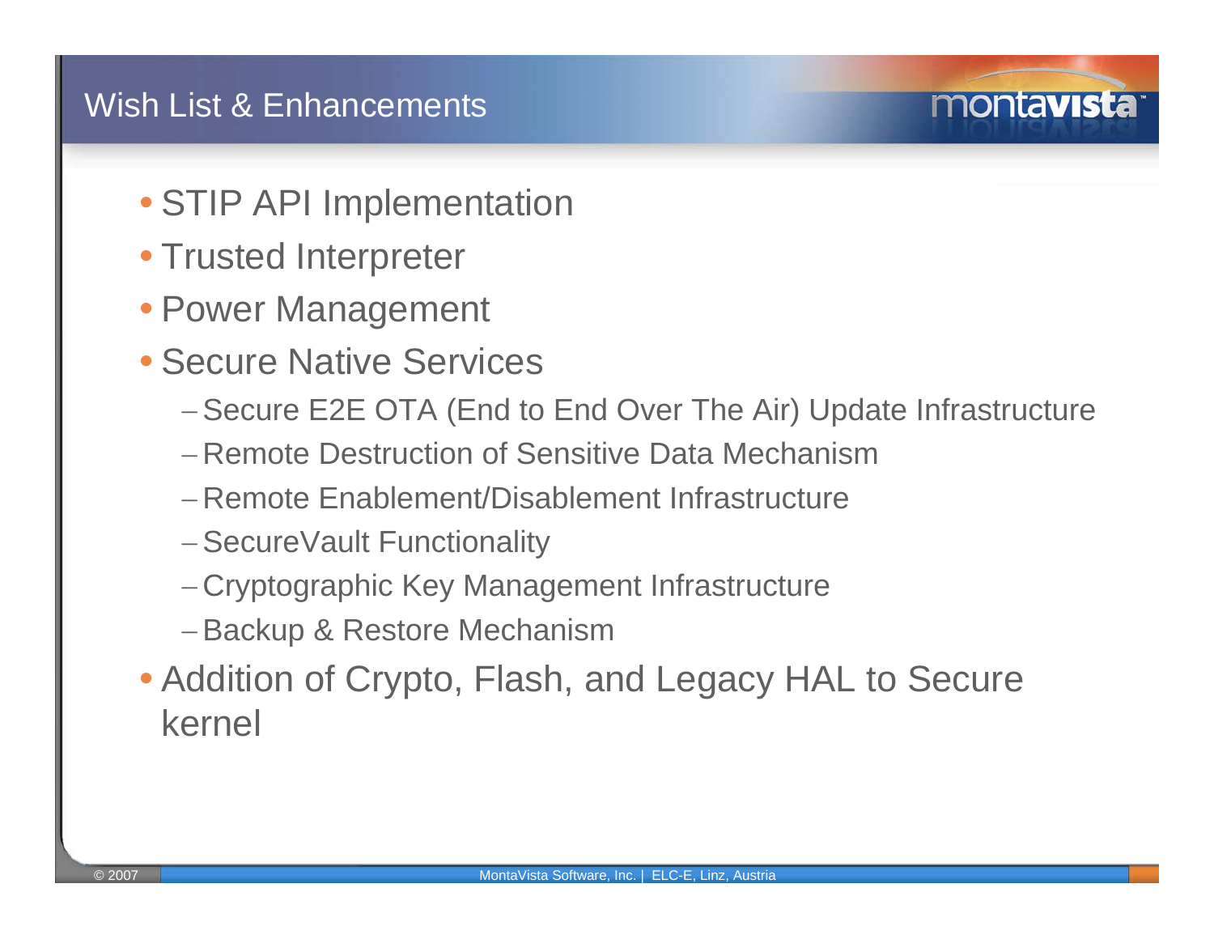# Wish List & Enhancements

- STIP API Implementation
- Trusted Interpreter
- Power Management
- Secure Native Services
  - Secure E2E OTA (End to End Over The Air) Update Infrastructure
  - Remote Destruction of Sensitive Data Mechanism
  - Remote Enablement/Disablement Infrastructure
  - SecureVault Functionality
  - Cryptographic Key Management Infrastructure
  - Backup & Restore Mechanism
- Addition of Crypto, Flash, and Legacy HAL to Secure kernel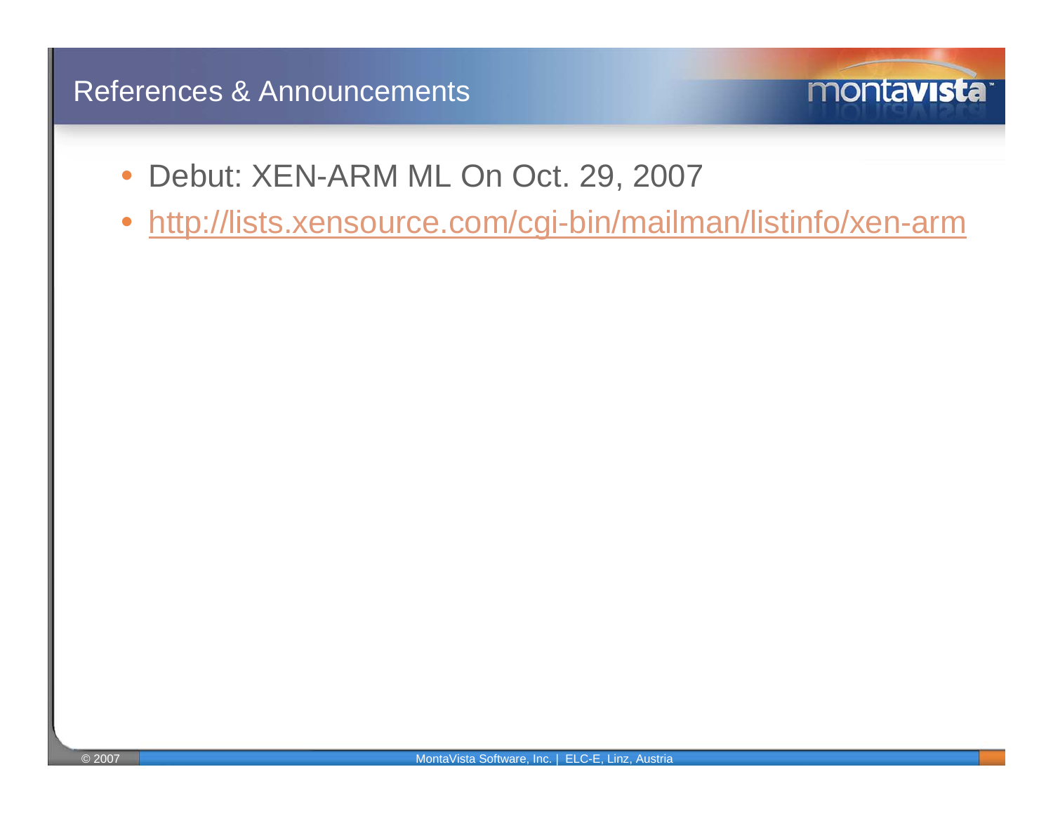# References & Announcements

- Debut: XEN-ARM ML On Oct. 29, 2007
- http://lists.xensource.com/cgi-bin/mailman/listinfo/xen-arm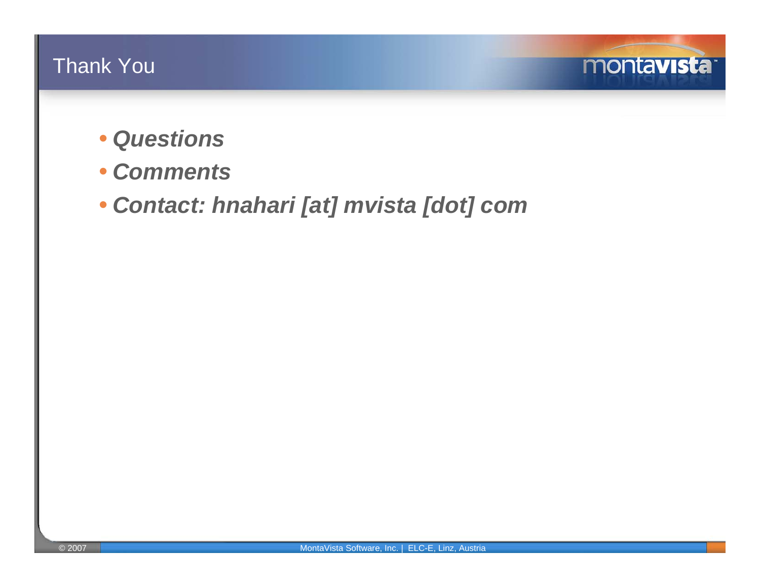# Thank You

- ***Questions***
- ***Comments***
- ***Contact: hnahari [at] mvista [dot] com***